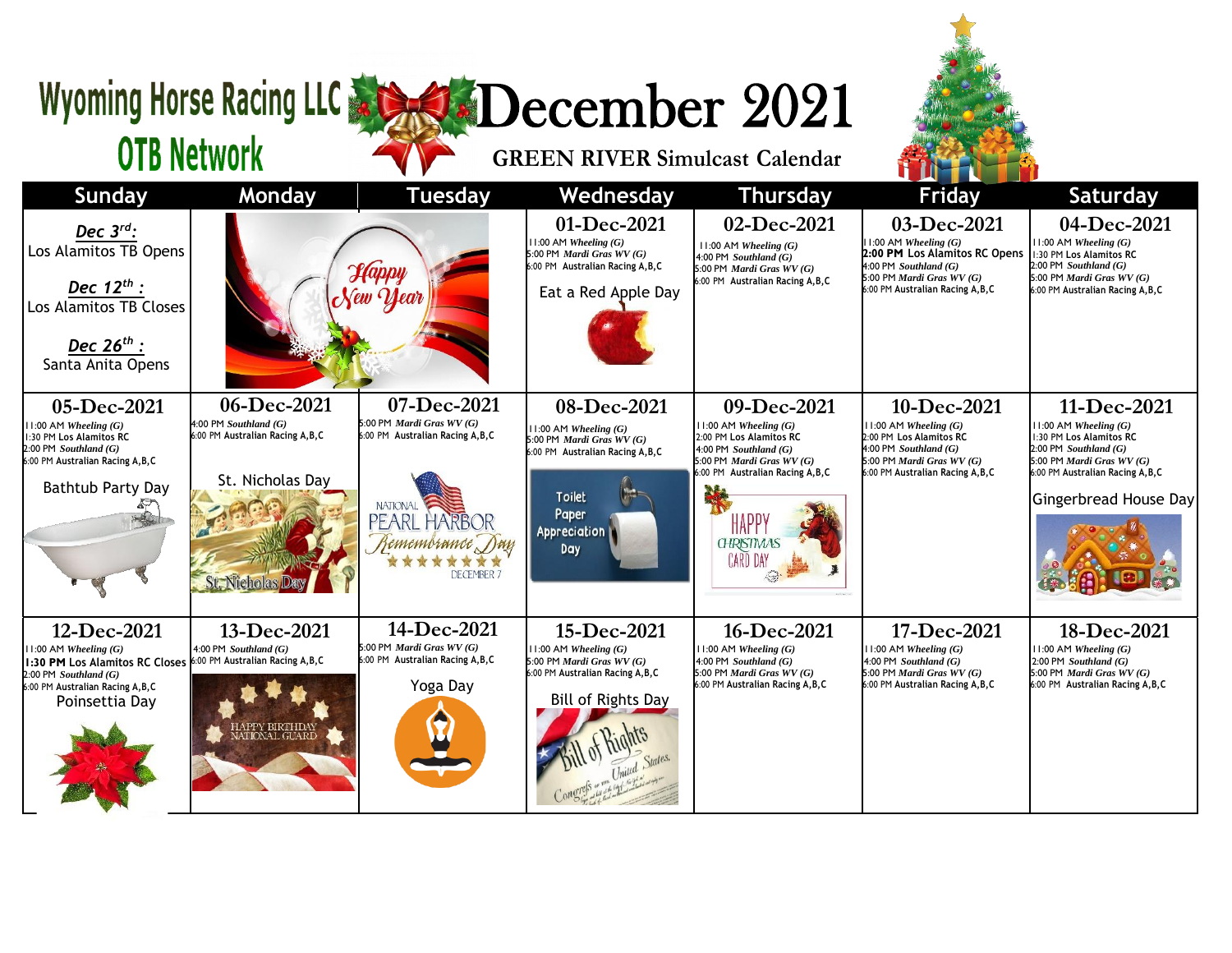# Wyoming Horse Racing LLC OTB Network

# December 2021

## GREEN RIVER Simulcast Calendar

| Sunday | Monday | Tuesday | Wednesday | Thursday | Friday | Saturday |
|---|---|---|---|---|---|---|
| ***Dec 3rd:*** Los Alamitos TB Opens<br><br>***Dec 12th :*** Los Alamitos TB Closes<br><br>***Dec 26th :*** Santa Anita Opens | Happy New Year | | **01-Dec-2021**<br>11:00 AM *Wheeling (G)*<br>5:00 PM *Mardi Gras WV (G)*<br>6:00 PM Australian Racing A,B,C<br><br>Eat a Red Apple Day | **02-Dec-2021**<br>11:00 AM *Wheeling (G)*<br>4:00 PM *Southland (G)*<br>5:00 PM *Mardi Gras WV (G)*<br>6:00 PM Australian Racing A,B,C | **03-Dec-2021**<br>11:00 AM *Wheeling (G)*<br>**2:00 PM** Los Alamitos RC Opens<br>4:00 PM *Southland (G)*<br>5:00 PM *Mardi Gras WV (G)*<br>6:00 PM Australian Racing A,B,C | **04-Dec-2021**<br>11:00 AM *Wheeling (G)*<br>1:30 PM Los Alamitos RC<br>2:00 PM *Southland (G)*<br>5:00 PM *Mardi Gras WV (G)*<br>6:00 PM Australian Racing A,B,C |
| **05-Dec-2021**<br>11:00 AM *Wheeling (G)*<br>1:30 PM Los Alamitos RC<br>2:00 PM *Southland (G)*<br>6:00 PM Australian Racing A,B,C<br><br>Bathtub Party Day | **06-Dec-2021**<br>4:00 PM *Southland (G)*<br>6:00 PM Australian Racing A,B,C<br><br>St. Nicholas Day | **07-Dec-2021**<br>5:00 PM *Mardi Gras WV (G)*<br>6:00 PM Australian Racing A,B,C<br><br>National Pearl Harbor Remembrance Day December 7 | **08-Dec-2021**<br>11:00 AM *Wheeling (G)*<br>5:00 PM *Mardi Gras WV (G)*<br>6:00 PM Australian Racing A,B,C<br><br>Toilet Paper Appreciation Day | **09-Dec-2021**<br>11:00 AM *Wheeling (G)*<br>2:00 PM Los Alamitos RC<br>4:00 PM *Southland (G)*<br>5:00 PM *Mardi Gras WV (G)*<br>6:00 PM Australian Racing A,B,C<br><br>Happy Christmas Card Day | **10-Dec-2021**<br>11:00 AM *Wheeling (G)*<br>2:00 PM Los Alamitos RC<br>4:00 PM *Southland (G)*<br>5:00 PM *Mardi Gras WV (G)*<br>6:00 PM Australian Racing A,B,C | **11-Dec-2021**<br>11:00 AM *Wheeling (G)*<br>1:30 PM Los Alamitos RC<br>2:00 PM *Southland (G)*<br>5:00 PM *Mardi Gras WV (G)*<br>6:00 PM Australian Racing A,B,C<br><br>Gingerbread House Day |
| **12-Dec-2021**<br>11:00 AM *Wheeling (G)*<br>**1:30 PM** Los Alamitos RC Closes<br>2:00 PM *Southland (G)*<br>6:00 PM Australian Racing A,B,C<br><br>Poinsettia Day | **13-Dec-2021**<br>4:00 PM *Southland (G)*<br>6:00 PM Australian Racing A,B,C<br><br>Happy Birthday National Guard | **14-Dec-2021**<br>5:00 PM *Mardi Gras WV (G)*<br>6:00 PM Australian Racing A,B,C<br><br>Yoga Day | **15-Dec-2021**<br>11:00 AM *Wheeling (G)*<br>5:00 PM *Mardi Gras WV (G)*<br>6:00 PM Australian Racing A,B,C<br><br>Bill of Rights Day | **16-Dec-2021**<br>11:00 AM *Wheeling (G)*<br>4:00 PM *Southland (G)*<br>5:00 PM *Mardi Gras WV (G)*<br>6:00 PM Australian Racing A,B,C | **17-Dec-2021**<br>11:00 AM *Wheeling (G)*<br>4:00 PM *Southland (G)*<br>5:00 PM *Mardi Gras WV (G)*<br>6:00 PM Australian Racing A,B,C | **18-Dec-2021**<br>11:00 AM *Wheeling (G)*<br>2:00 PM *Southland (G)*<br>5:00 PM *Mardi Gras WV (G)*<br>6:00 PM Australian Racing A,B,C |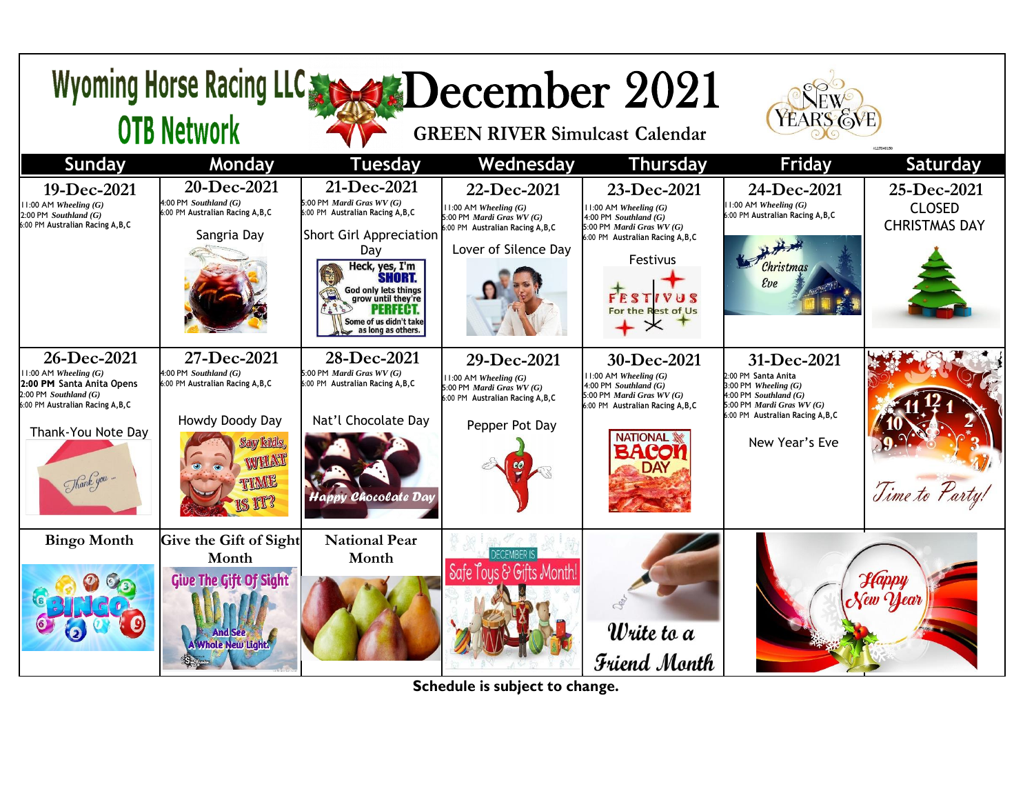# Wyoming Horse Racing LLC OTB Network

# December 2021

## GREEN RIVER Simulcast Calendar

| Sunday | Monday | Tuesday | Wednesday | Thursday | Friday | Saturday |
|---|---|---|---|---|---|---|
| **19-Dec-2021**<br>11:00 AM *Wheeling (G)*<br>2:00 PM *Southland (G)*<br>6:00 PM Australian Racing A,B,C | **20-Dec-2021**<br>4:00 PM *Southland (G)*<br>6:00 PM Australian Racing A,B,C<br><br>Sangria Day | **21-Dec-2021**<br>5:00 PM *Mardi Gras WV (G)*<br>6:00 PM Australian Racing A,B,C<br><br>Short Girl Appreciation Day<br>Heck, yes, I'm SHORT. God only lets things grow until they're PERFECT. Some of us didn't take as long as others. | **22-Dec-2021**<br>11:00 AM *Wheeling (G)*<br>5:00 PM *Mardi Gras WV (G)*<br>6:00 PM Australian Racing A,B,C<br><br>Lover of Silence Day | **23-Dec-2021**<br>11:00 AM *Wheeling (G)*<br>4:00 PM *Southland (G)*<br>5:00 PM *Mardi Gras WV (G)*<br>6:00 PM Australian Racing A,B,C<br><br>Festivus<br>FESTIVUS For the Rest of Us | **24-Dec-2021**<br>11:00 AM *Wheeling (G)*<br>6:00 PM Australian Racing A,B,C<br><br>Christmas Eve | **25-Dec-2021**<br>CLOSED<br>CHRISTMAS DAY |
| **26-Dec-2021**<br>11:00 AM *Wheeling (G)*<br>**2:00 PM** Santa Anita Opens<br>2:00 PM *Southland (G)*<br>6:00 PM Australian Racing A,B,C<br><br>Thank-You Note Day | **27-Dec-2021**<br>4:00 PM *Southland (G)*<br>6:00 PM Australian Racing A,B,C<br><br>Howdy Doody Day<br>Say kids, WHAT TIME IS IT? | **28-Dec-2021**<br>5:00 PM *Mardi Gras WV (G)*<br>6:00 PM Australian Racing A,B,C<br><br>Nat'l Chocolate Day<br>Happy Chocolate Day | **29-Dec-2021**<br>11:00 AM *Wheeling (G)*<br>5:00 PM *Mardi Gras WV (G)*<br>6:00 PM Australian Racing A,B,C<br><br>Pepper Pot Day | **30-Dec-2021**<br>11:00 AM *Wheeling (G)*<br>4:00 PM *Southland (G)*<br>5:00 PM *Mardi Gras WV (G)*<br>6:00 PM Australian Racing A,B,C<br><br>NATIONAL BACON DAY | **31-Dec-2021**<br>2:00 PM Santa Anita<br>3:00 PM *Wheeling (G)*<br>4:00 PM *Southland (G)*<br>5:00 PM *Mardi Gras WV (G)*<br>6:00 PM Australian Racing A,B,C<br><br>New Year's Eve | Time to Party! |
| **Bingo Month** | **Give the Gift of Sight Month**<br>Give The Gift Of Sight And See A Whole New Light. | **National Pear Month** | DECEMBER IS Safe Toys & Gifts Month! | Write to a Friend Month | Happy New Year | |

**Schedule is subject to change.**